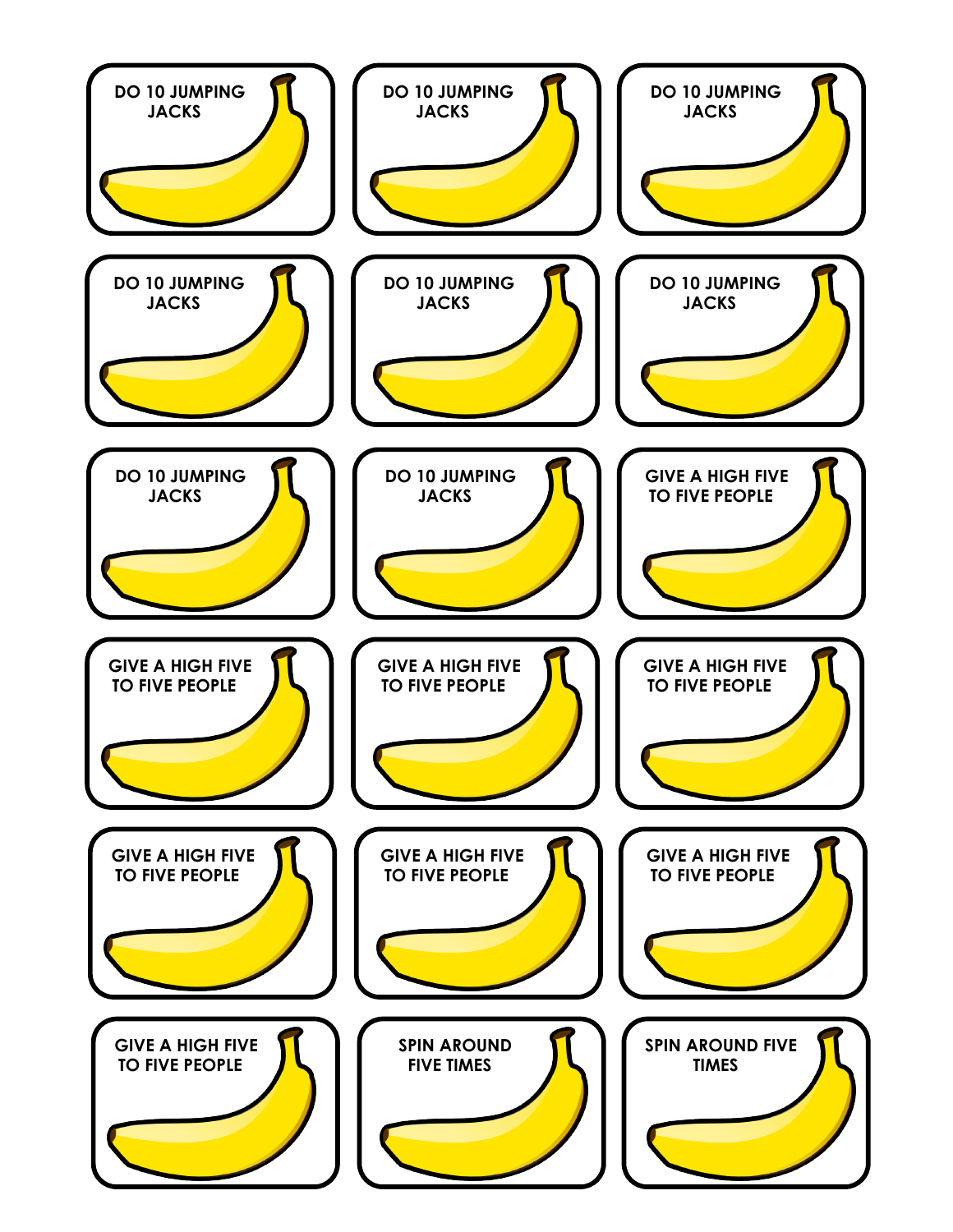DO 10 JUMPING JACKS

DO 10 JUMPING JACKS

DO 10 JUMPING JACKS

DO 10 JUMPING JACKS

DO 10 JUMPING JACKS

DO 10 JUMPING JACKS

DO 10 JUMPING JACKS

DO 10 JUMPING JACKS

GIVE A HIGH FIVE TO FIVE PEOPLE

GIVE A HIGH FIVE TO FIVE PEOPLE

GIVE A HIGH FIVE TO FIVE PEOPLE

GIVE A HIGH FIVE TO FIVE PEOPLE

GIVE A HIGH FIVE TO FIVE PEOPLE

GIVE A HIGH FIVE TO FIVE PEOPLE

GIVE A HIGH FIVE TO FIVE PEOPLE

GIVE A HIGH FIVE TO FIVE PEOPLE

SPIN AROUND FIVE TIMES

SPIN AROUND FIVE TIMES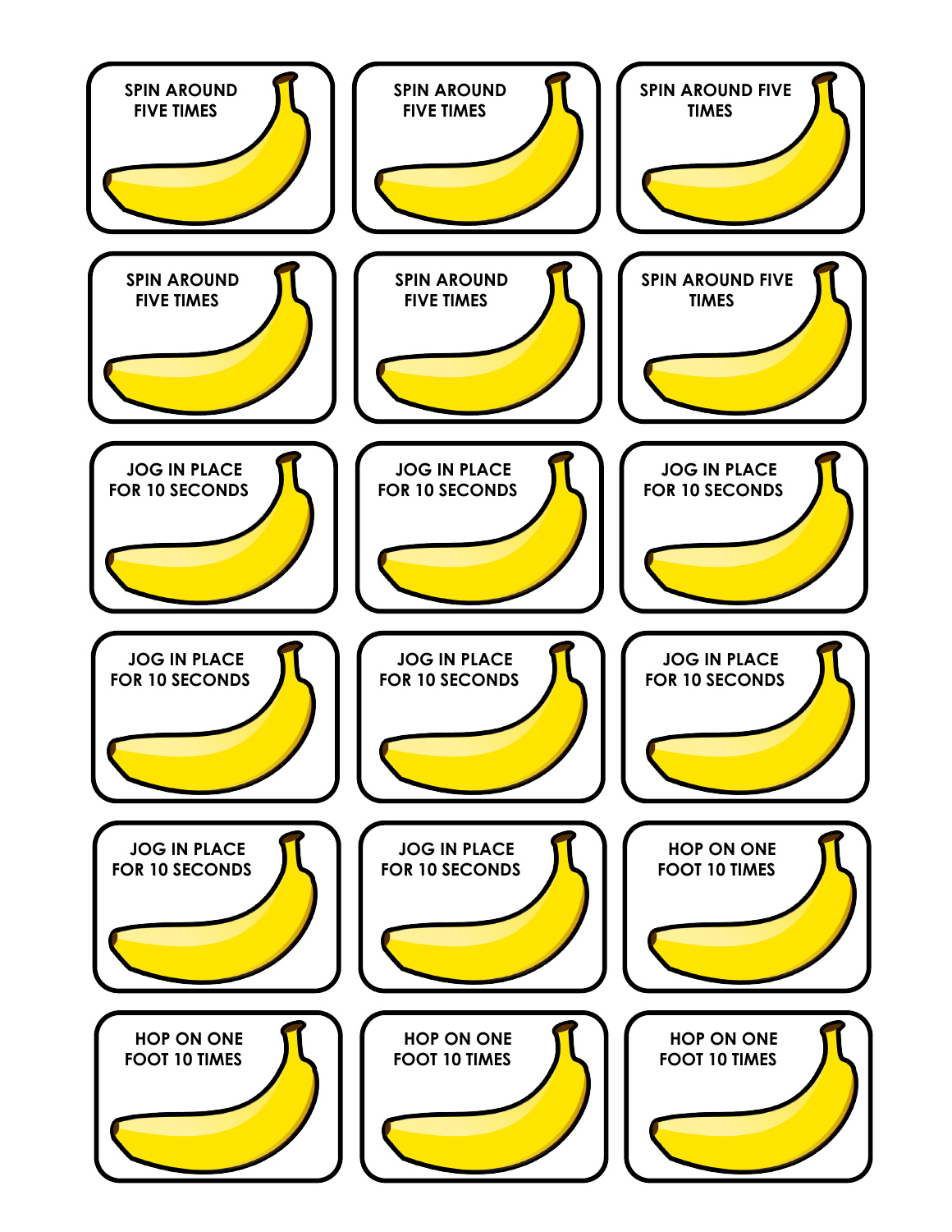SPIN AROUND FIVE TIMES

SPIN AROUND FIVE TIMES

SPIN AROUND FIVE TIMES

SPIN AROUND FIVE TIMES

SPIN AROUND FIVE TIMES

SPIN AROUND FIVE TIMES

JOG IN PLACE FOR 10 SECONDS

JOG IN PLACE FOR 10 SECONDS

JOG IN PLACE FOR 10 SECONDS

JOG IN PLACE FOR 10 SECONDS

JOG IN PLACE FOR 10 SECONDS

JOG IN PLACE FOR 10 SECONDS

JOG IN PLACE FOR 10 SECONDS

JOG IN PLACE FOR 10 SECONDS

HOP ON ONE FOOT 10 TIMES

HOP ON ONE FOOT 10 TIMES

HOP ON ONE FOOT 10 TIMES

HOP ON ONE FOOT 10 TIMES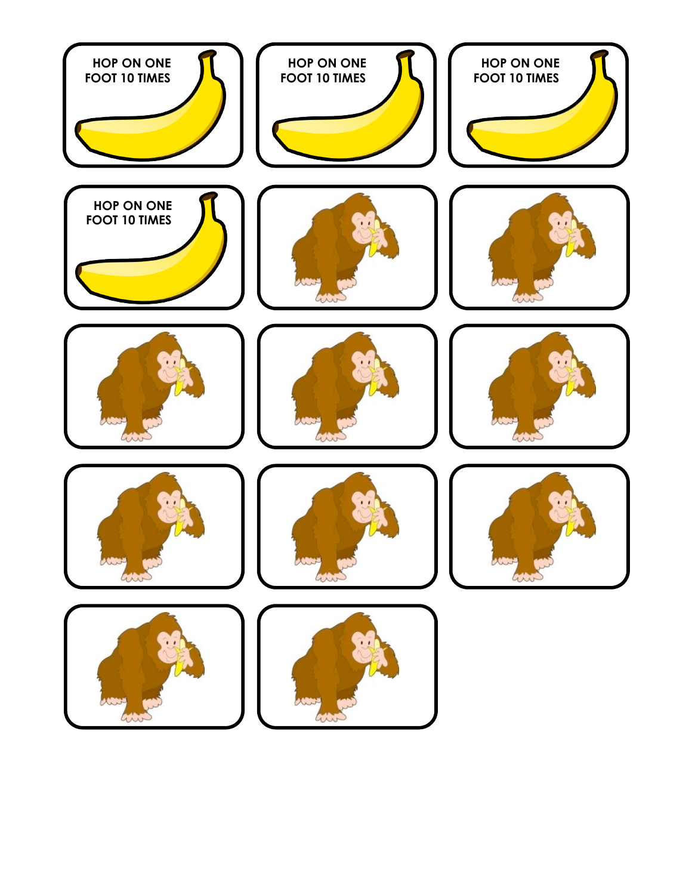HOP ON ONE FOOT 10 TIMES

HOP ON ONE FOOT 10 TIMES

HOP ON ONE FOOT 10 TIMES

HOP ON ONE FOOT 10 TIMES